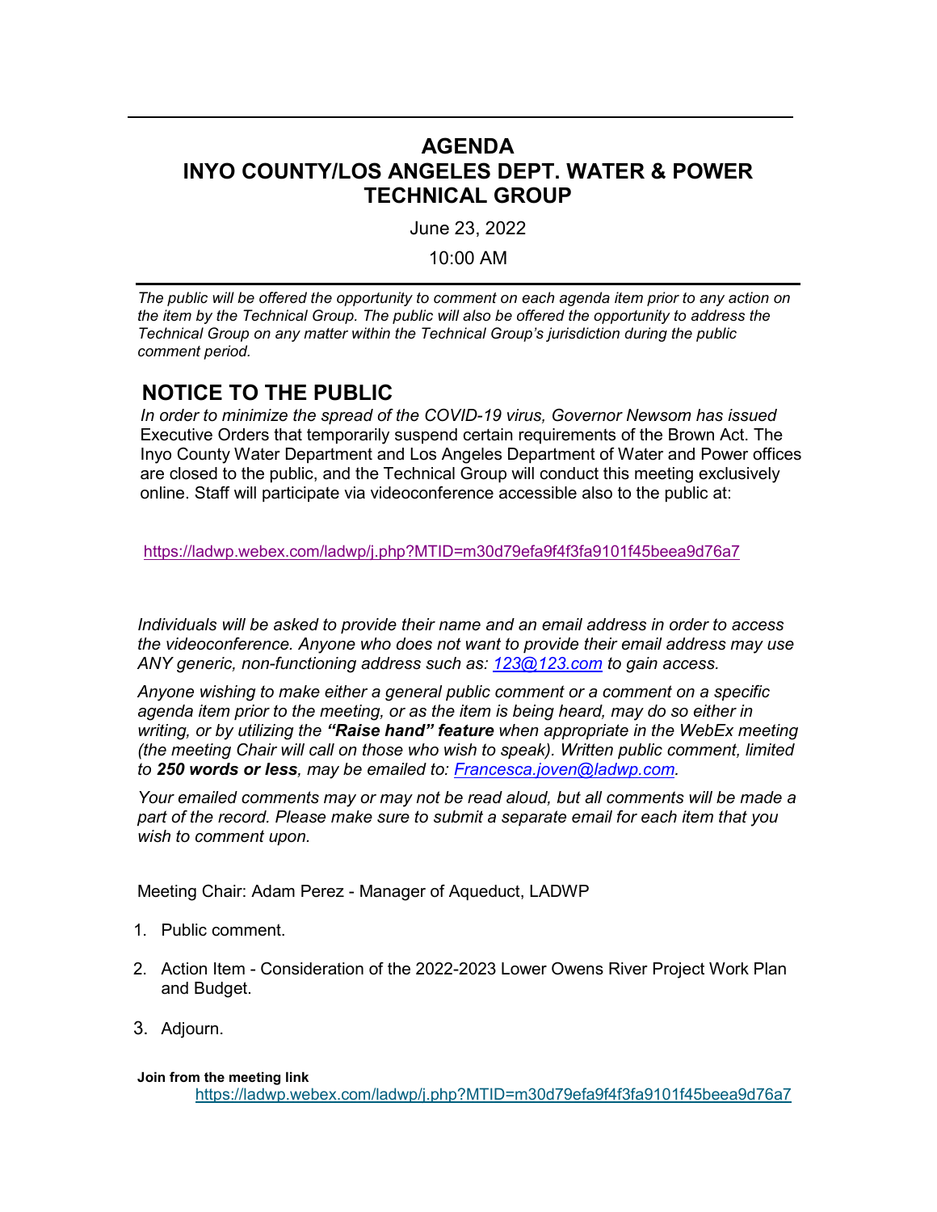# AGENDA
# INYO COUNTY/LOS ANGELES DEPT. WATER & POWER TECHNICAL GROUP

June 23, 2022

10:00 AM

*The public will be offered the opportunity to comment on each agenda item prior to any action on the item by the Technical Group. The public will also be offered the opportunity to address the Technical Group on any matter within the Technical Group's jurisdiction during the public comment period.*

## NOTICE TO THE PUBLIC

*In order to minimize the spread of the COVID-19 virus, Governor Newsom has issued* Executive Orders that temporarily suspend certain requirements of the Brown Act. The Inyo County Water Department and Los Angeles Department of Water and Power offices are closed to the public, and the Technical Group will conduct this meeting exclusively online. Staff will participate via videoconference accessible also to the public at:

https://ladwp.webex.com/ladwp/j.php?MTID=m30d79efa9f4f3fa9101f45beea9d76a7

*Individuals will be asked to provide their name and an email address in order to access the videoconference. Anyone who does not want to provide their email address may use ANY generic, non-functioning address such as: 123@123.com to gain access.*

*Anyone wishing to make either a general public comment or a comment on a specific agenda item prior to the meeting, or as the item is being heard, may do so either in writing, or by utilizing the* ***"Raise hand" feature*** *when appropriate in the WebEx meeting (the meeting Chair will call on those who wish to speak). Written public comment, limited to* ***250 words or less****, may be emailed to: Francesca.joven@ladwp.com.*

*Your emailed comments may or may not be read aloud, but all comments will be made a part of the record. Please make sure to submit a separate email for each item that you wish to comment upon.*

Meeting Chair: Adam Perez - Manager of Aqueduct, LADWP

1. Public comment.
2. Action Item - Consideration of the 2022-2023 Lower Owens River Project Work Plan and Budget.
3. Adjourn.

**Join from the meeting link**

https://ladwp.webex.com/ladwp/j.php?MTID=m30d79efa9f4f3fa9101f45beea9d76a7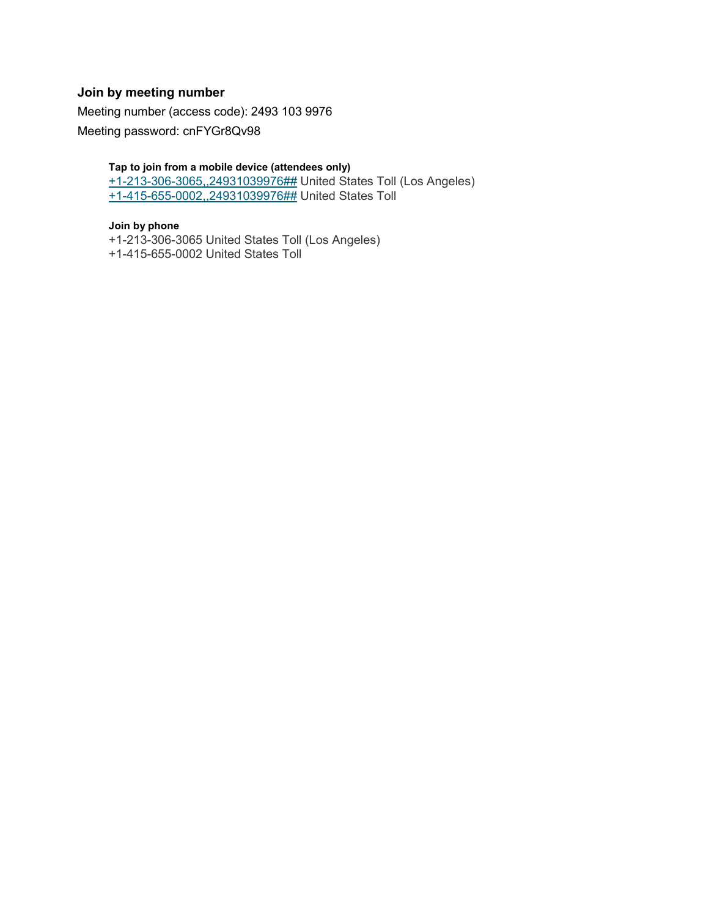### Join by meeting number

Meeting number (access code): 2493 103 9976

Meeting password: cnFYGr8Qv98

**Tap to join from a mobile device (attendees only)**

+1-213-306-3065,,24931039976## United States Toll (Los Angeles)
+1-415-655-0002,,24931039976## United States Toll

**Join by phone**

+1-213-306-3065 United States Toll (Los Angeles)
+1-415-655-0002 United States Toll